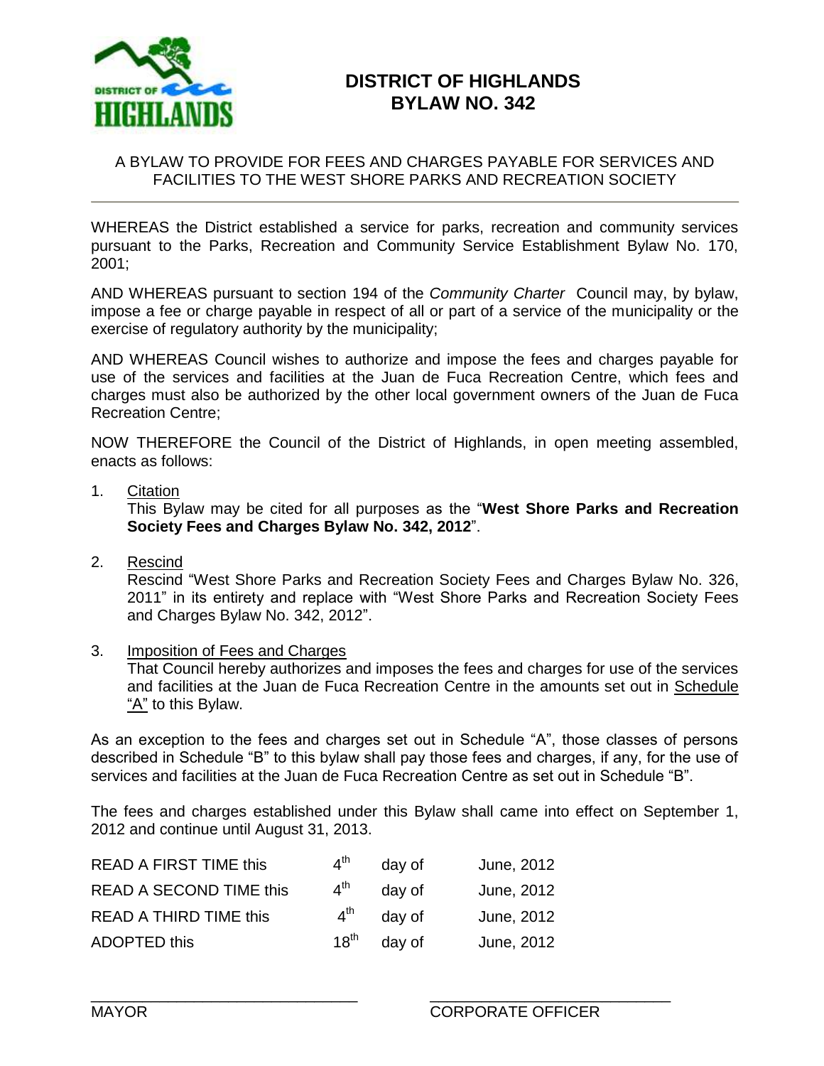# DISTRICT OF HIGHLANDS
# BYLAW NO. 342

A BYLAW TO PROVIDE FOR FEES AND CHARGES PAYABLE FOR SERVICES AND FACILITIES TO THE WEST SHORE PARKS AND RECREATION SOCIETY

---

WHEREAS the District established a service for parks, recreation and community services pursuant to the Parks, Recreation and Community Service Establishment Bylaw No. 170, 2001;

AND WHEREAS pursuant to section 194 of the *Community Charter* Council may, by bylaw, impose a fee or charge payable in respect of all or part of a service of the municipality or the exercise of regulatory authority by the municipality;

AND WHEREAS Council wishes to authorize and impose the fees and charges payable for use of the services and facilities at the Juan de Fuca Recreation Centre, which fees and charges must also be authorized by the other local government owners of the Juan de Fuca Recreation Centre;

NOW THEREFORE the Council of the District of Highlands, in open meeting assembled, enacts as follows:

1. Citation
   This Bylaw may be cited for all purposes as the "**West Shore Parks and Recreation Society Fees and Charges Bylaw No. 342, 2012**".

2. Rescind
   Rescind "West Shore Parks and Recreation Society Fees and Charges Bylaw No. 326, 2011" in its entirety and replace with "West Shore Parks and Recreation Society Fees and Charges Bylaw No. 342, 2012".

3. Imposition of Fees and Charges
   That Council hereby authorizes and imposes the fees and charges for use of the services and facilities at the Juan de Fuca Recreation Centre in the amounts set out in Schedule "A" to this Bylaw.

As an exception to the fees and charges set out in Schedule "A", those classes of persons described in Schedule "B" to this bylaw shall pay those fees and charges, if any, for the use of services and facilities at the Juan de Fuca Recreation Centre as set out in Schedule "B".

The fees and charges established under this Bylaw shall came into effect on September 1, 2012 and continue until August 31, 2013.

| | | | |
|---|---|---|---|
| READ A FIRST TIME this | 4th | day of | June, 2012 |
| READ A SECOND TIME this | 4th | day of | June, 2012 |
| READ A THIRD TIME this | 4th | day of | June, 2012 |
| ADOPTED this | 18th | day of | June, 2012 |

______________________________ MAYOR

______________________________ CORPORATE OFFICER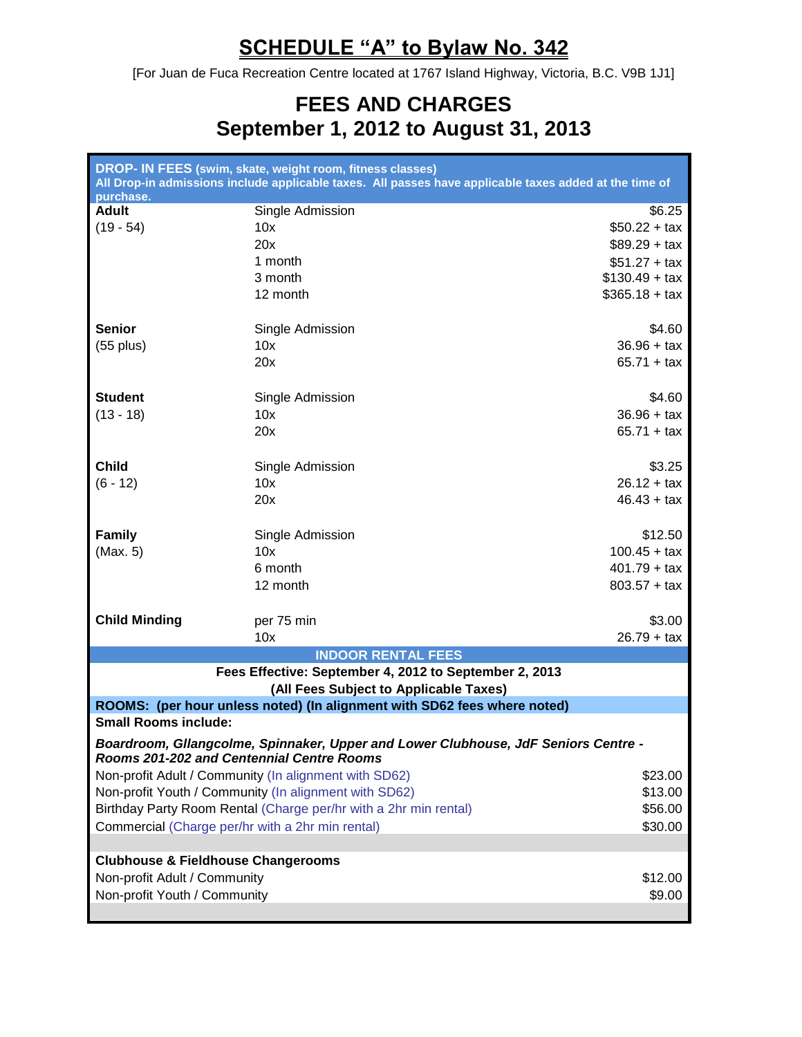# SCHEDULE "A" to Bylaw No. 342

[For Juan de Fuca Recreation Centre located at 1767 Island Highway, Victoria, B.C. V9B 1J1]

## FEES AND CHARGES
## September 1, 2012 to August 31, 2013

**DROP- IN FEES (swim, skate, weight room, fitness classes)**
**All Drop-in admissions include applicable taxes. All passes have applicable taxes added at the time of purchase.**

| | | |
|---|---|---|
| **Adult** | Single Admission | $6.25 |
| (19 - 54) | 10x | $50.22 + tax |
| | 20x | $89.29 + tax |
| | 1 month | $51.27 + tax |
| | 3 month | $130.49 + tax |
| | 12 month | $365.18 + tax |
| **Senior** | Single Admission | $4.60 |
| (55 plus) | 10x | 36.96 + tax |
| | 20x | 65.71 + tax |
| **Student** | Single Admission | $4.60 |
| (13 - 18) | 10x | 36.96 + tax |
| | 20x | 65.71 + tax |
| **Child** | Single Admission | $3.25 |
| (6 - 12) | 10x | 26.12 + tax |
| | 20x | 46.43 + tax |
| **Family** | Single Admission | $12.50 |
| (Max. 5) | 10x | 100.45 + tax |
| | 6 month | 401.79 + tax |
| | 12 month | 803.57 + tax |
| **Child Minding** | per 75 min | $3.00 |
| | 10x | 26.79 + tax |

**INDOOR RENTAL FEES**

**Fees Effective: September 4, 2012 to September 2, 2013**
**(All Fees Subject to Applicable Taxes)**

**ROOMS: (per hour unless noted) (In alignment with SD62 fees where noted)**

**Small Rooms include:**

***Boardroom, Gllangcolme, Spinnaker, Upper and Lower Clubhouse, JdF Seniors Centre - Rooms 201-202 and Centennial Centre Rooms***

| | |
|---|---|
| Non-profit Adult / Community (In alignment with SD62) | $23.00 |
| Non-profit Youth / Community (In alignment with SD62) | $13.00 |
| Birthday Party Room Rental (Charge per/hr with a 2hr min rental) | $56.00 |
| Commercial (Charge per/hr with a 2hr min rental) | $30.00 |

**Clubhouse & Fieldhouse Changerooms**

| | |
|---|---|
| Non-profit Adult / Community | $12.00 |
| Non-profit Youth / Community | $9.00 |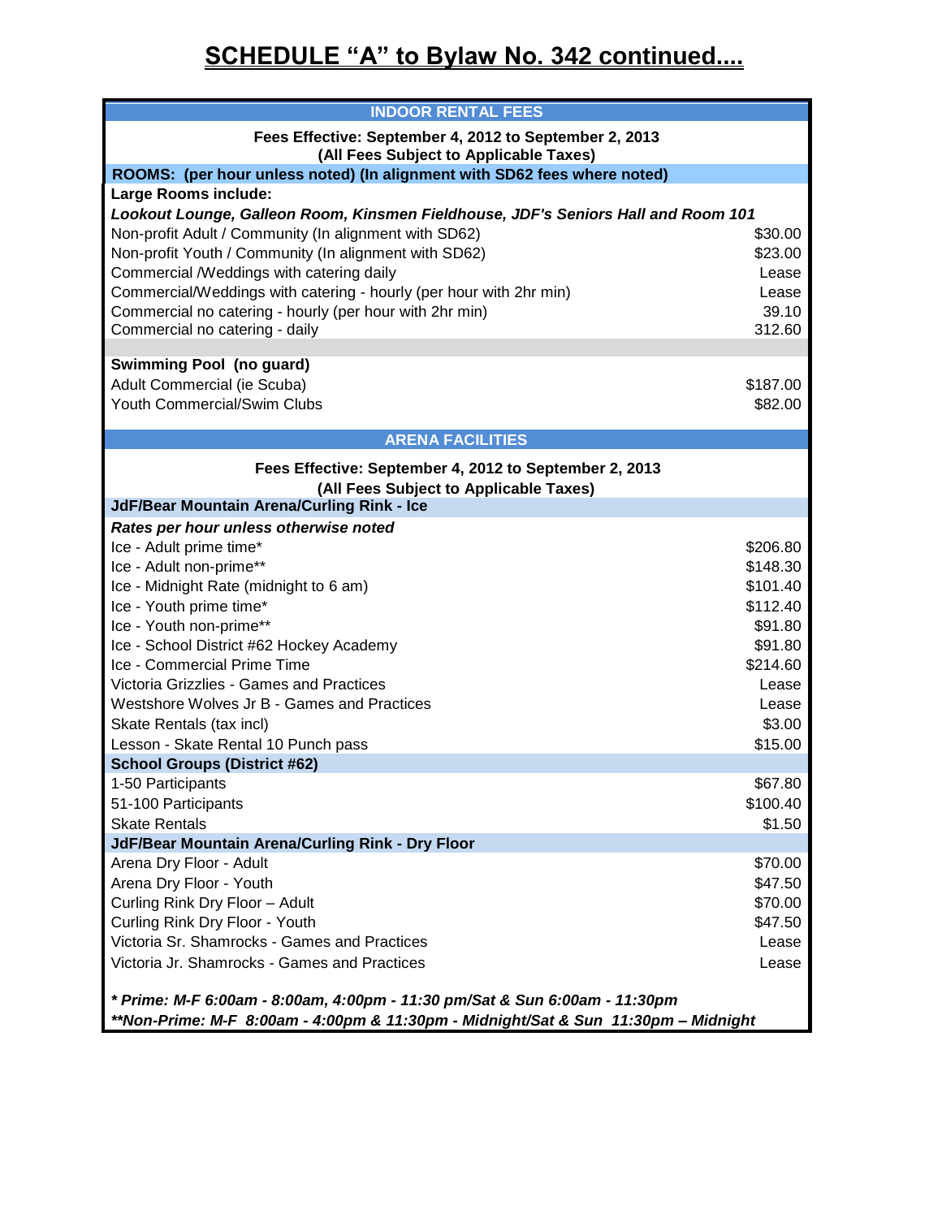# SCHEDULE “A” to Bylaw No. 342 continued....

| INDOOR RENTAL FEES | |
|---|---|
| **Fees Effective: September 4, 2012 to September 2, 2013 (All Fees Subject to Applicable Taxes)** | |
| **ROOMS: (per hour unless noted) (In alignment with SD62 fees where noted)** | |
| **Large Rooms include:** | |
| ***Lookout Lounge, Galleon Room, Kinsmen Fieldhouse, JDF's Seniors Hall and Room 101*** | |
| Non-profit Adult / Community (In alignment with SD62) | $30.00 |
| Non-profit Youth / Community (In alignment with SD62) | $23.00 |
| Commercial /Weddings with catering daily | Lease |
| Commercial/Weddings with catering - hourly (per hour with 2hr min) | Lease |
| Commercial no catering - hourly (per hour with 2hr min) | 39.10 |
| Commercial no catering - daily | 312.60 |
| **Swimming Pool (no guard)** | |
| Adult Commercial (ie Scuba) | $187.00 |
| Youth Commercial/Swim Clubs | $82.00 |

| ARENA FACILITIES | |
|---|---|
| **Fees Effective: September 4, 2012 to September 2, 2013 (All Fees Subject to Applicable Taxes)** | |
| **JdF/Bear Mountain Arena/Curling Rink - Ice** | |
| ***Rates per hour unless otherwise noted*** | |
| Ice - Adult prime time* | $206.80 |
| Ice - Adult non-prime** | $148.30 |
| Ice - Midnight Rate (midnight to 6 am) | $101.40 |
| Ice - Youth prime time* | $112.40 |
| Ice - Youth non-prime** | $91.80 |
| Ice - School District #62 Hockey Academy | $91.80 |
| Ice - Commercial Prime Time | $214.60 |
| Victoria Grizzlies - Games and Practices | Lease |
| Westshore Wolves Jr B - Games and Practices | Lease |
| Skate Rentals (tax incl) | $3.00 |
| Lesson - Skate Rental 10 Punch pass | $15.00 |
| **School Groups (District #62)** | |
| 1-50 Participants | $67.80 |
| 51-100 Participants | $100.40 |
| Skate Rentals | $1.50 |
| **JdF/Bear Mountain Arena/Curling Rink - Dry Floor** | |
| Arena Dry Floor - Adult | $70.00 |
| Arena Dry Floor - Youth | $47.50 |
| Curling Rink Dry Floor – Adult | $70.00 |
| Curling Rink Dry Floor - Youth | $47.50 |
| Victoria Sr. Shamrocks - Games and Practices | Lease |
| Victoria Jr. Shamrocks - Games and Practices | Lease |

***\* Prime: M-F 6:00am - 8:00am, 4:00pm - 11:30 pm/Sat & Sun 6:00am - 11:30pm***

***\*\*Non-Prime: M-F 8:00am - 4:00pm & 11:30pm - Midnight/Sat & Sun 11:30pm – Midnight***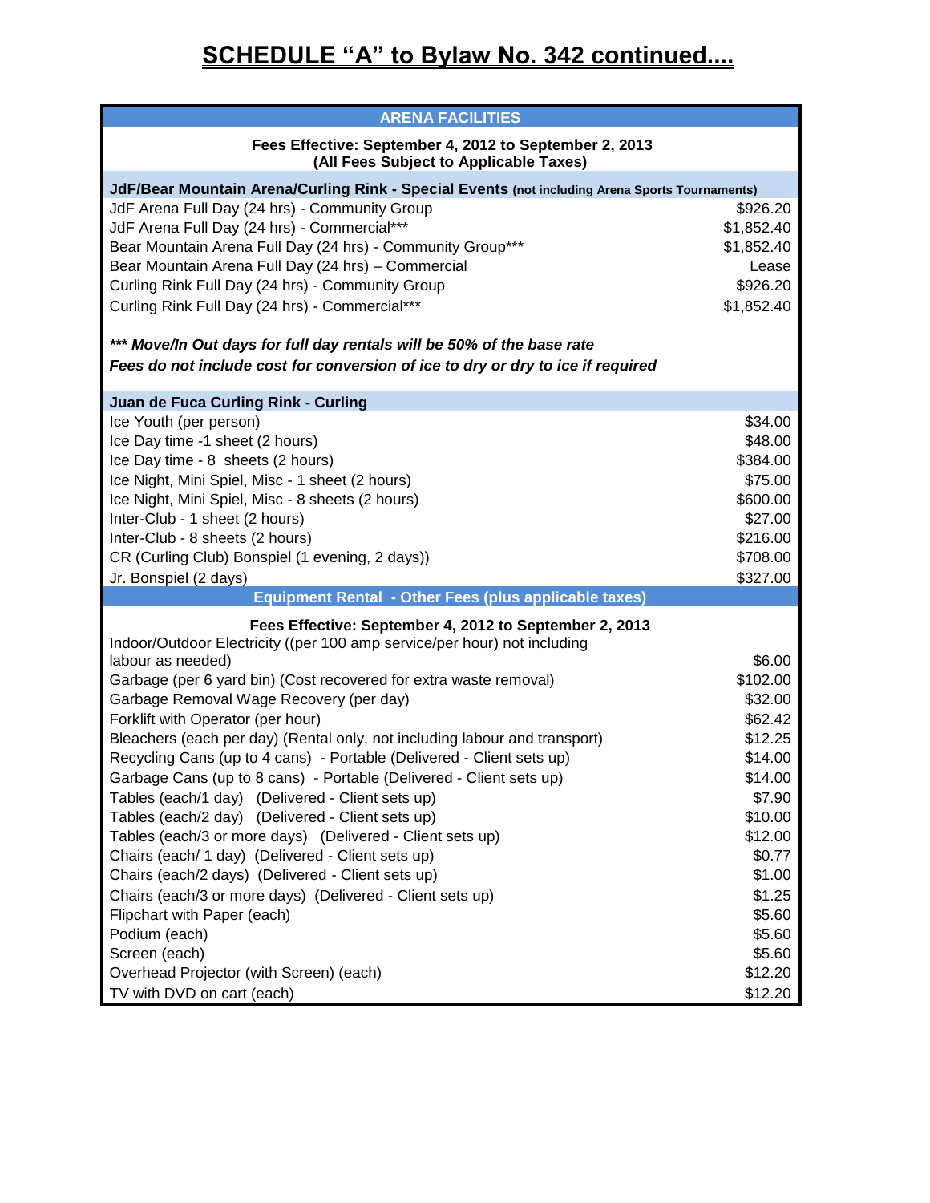# SCHEDULE "A" to Bylaw No. 342 continued....

| ARENA FACILITIES | |
|---|---|
| **Fees Effective: September 4, 2012 to September 2, 2013** **(All Fees Subject to Applicable Taxes)** | |
| **JdF/Bear Mountain Arena/Curling Rink - Special Events** (not including Arena Sports Tournaments) | |
| JdF Arena Full Day (24 hrs) - Community Group | $926.20 |
| JdF Arena Full Day (24 hrs) - Commercial*** | $1,852.40 |
| Bear Mountain Arena Full Day (24 hrs) - Community Group*** | $1,852.40 |
| Bear Mountain Arena Full Day (24 hrs) – Commercial | Lease |
| Curling Rink Full Day (24 hrs) - Community Group | $926.20 |
| Curling Rink Full Day (24 hrs) - Commercial*** | $1,852.40 |
| ***\*\*\* Move/In Out days for full day rentals will be 50% of the base rate*** | |
| ***Fees do not include cost for conversion of ice to dry or dry to ice if required*** | |
| **Juan de Fuca Curling Rink - Curling** | |
| Ice Youth (per person) | $34.00 |
| Ice Day time -1 sheet (2 hours) | $48.00 |
| Ice Day time - 8 sheets (2 hours) | $384.00 |
| Ice Night, Mini Spiel, Misc - 1 sheet (2 hours) | $75.00 |
| Ice Night, Mini Spiel, Misc - 8 sheets (2 hours) | $600.00 |
| Inter-Club - 1 sheet (2 hours) | $27.00 |
| Inter-Club - 8 sheets (2 hours) | $216.00 |
| CR (Curling Club) Bonspiel (1 evening, 2 days)) | $708.00 |
| Jr. Bonspiel (2 days) | $327.00 |
| **Equipment Rental - Other Fees (plus applicable taxes)** | |
| **Fees Effective: September 4, 2012 to September 2, 2013** | |
| Indoor/Outdoor Electricity ((per 100 amp service/per hour) not including labour as needed) | $6.00 |
| Garbage (per 6 yard bin) (Cost recovered for extra waste removal) | $102.00 |
| Garbage Removal Wage Recovery (per day) | $32.00 |
| Forklift with Operator (per hour) | $62.42 |
| Bleachers (each per day) (Rental only, not including labour and transport) | $12.25 |
| Recycling Cans (up to 4 cans) - Portable (Delivered - Client sets up) | $14.00 |
| Garbage Cans (up to 8 cans) - Portable (Delivered - Client sets up) | $14.00 |
| Tables (each/1 day) (Delivered - Client sets up) | $7.90 |
| Tables (each/2 day) (Delivered - Client sets up) | $10.00 |
| Tables (each/3 or more days) (Delivered - Client sets up) | $12.00 |
| Chairs (each/ 1 day) (Delivered - Client sets up) | $0.77 |
| Chairs (each/2 days) (Delivered - Client sets up) | $1.00 |
| Chairs (each/3 or more days) (Delivered - Client sets up) | $1.25 |
| Flipchart with Paper (each) | $5.60 |
| Podium (each) | $5.60 |
| Screen (each) | $5.60 |
| Overhead Projector (with Screen) (each) | $12.20 |
| TV with DVD on cart (each) | $12.20 |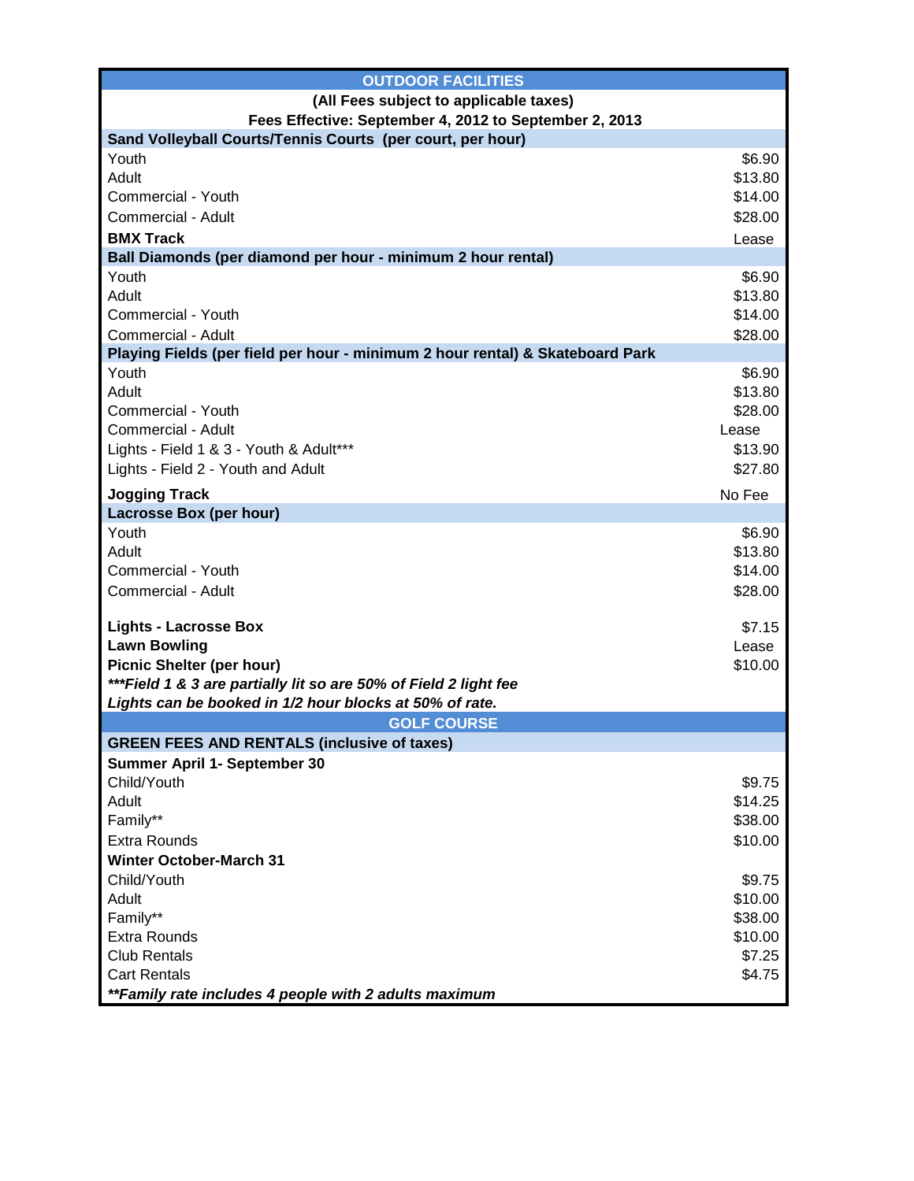| OUTDOOR FACILITIES | |
|---|---|
| **(All Fees subject to applicable taxes)** | |
| **Fees Effective: September 4, 2012 to September 2, 2013** | |
| **Sand Volleyball Courts/Tennis Courts (per court, per hour)** | |
| Youth | $6.90 |
| Adult | $13.80 |
| Commercial - Youth | $14.00 |
| Commercial - Adult | $28.00 |
| **BMX Track** | Lease |
| **Ball Diamonds (per diamond per hour - minimum 2 hour rental)** | |
| Youth | $6.90 |
| Adult | $13.80 |
| Commercial - Youth | $14.00 |
| Commercial - Adult | $28.00 |
| **Playing Fields (per field per hour - minimum 2 hour rental) & Skateboard Park** | |
| Youth | $6.90 |
| Adult | $13.80 |
| Commercial - Youth | $28.00 |
| Commercial - Adult | Lease |
| Lights - Field 1 & 3 - Youth & Adult*** | $13.90 |
| Lights - Field 2 - Youth and Adult | $27.80 |
| **Jogging Track** | No Fee |
| **Lacrosse Box (per hour)** | |
| Youth | $6.90 |
| Adult | $13.80 |
| Commercial - Youth | $14.00 |
| Commercial - Adult | $28.00 |
| **Lights - Lacrosse Box** | $7.15 |
| **Lawn Bowling** | Lease |
| **Picnic Shelter (per hour)** | $10.00 |
| ***\*\*\*Field 1 & 3 are partially lit so are 50% of Field 2 light fee*** | |
| ***Lights can be booked in 1/2 hour blocks at 50% of rate.*** | |
| **GOLF COURSE** | |
| **GREEN FEES AND RENTALS (inclusive of taxes)** | |
| **Summer April 1- September 30** | |
| Child/Youth | $9.75 |
| Adult | $14.25 |
| Family** | $38.00 |
| Extra Rounds | $10.00 |
| **Winter October-March 31** | |
| Child/Youth | $9.75 |
| Adult | $10.00 |
| Family** | $38.00 |
| Extra Rounds | $10.00 |
| Club Rentals | $7.25 |
| Cart Rentals | $4.75 |
| ***\*\*Family rate includes 4 people with 2 adults maximum*** | |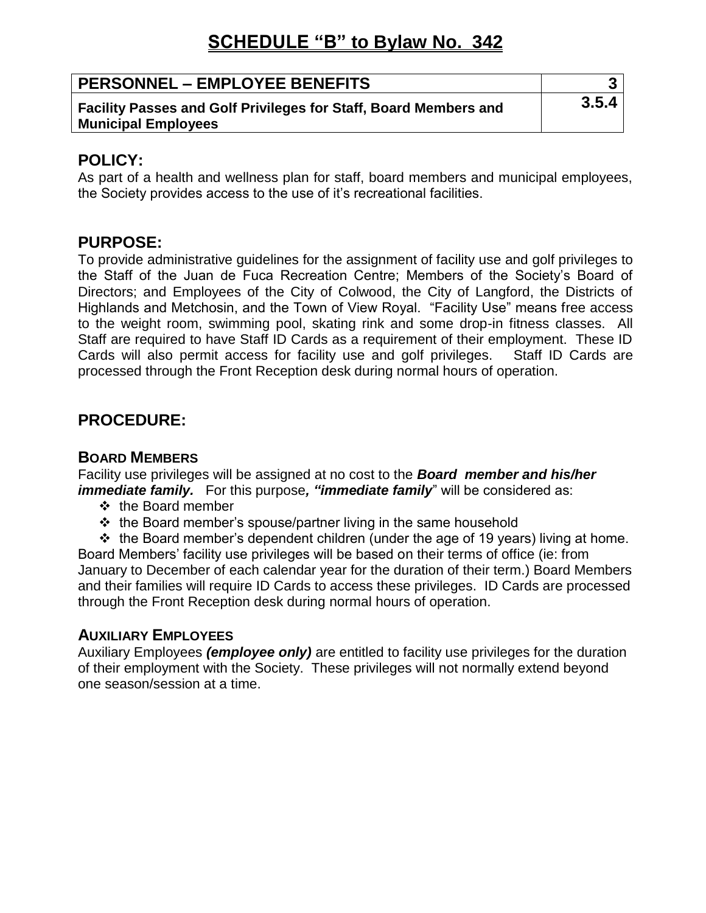# SCHEDULE "B" to Bylaw No. 342

| PERSONNEL – EMPLOYEE BENEFITS | 3 |
|---|---|
| Facility Passes and Golf Privileges for Staff, Board Members and Municipal Employees | 3.5.4 |

## POLICY:

As part of a health and wellness plan for staff, board members and municipal employees, the Society provides access to the use of it's recreational facilities.

## PURPOSE:

To provide administrative guidelines for the assignment of facility use and golf privileges to the Staff of the Juan de Fuca Recreation Centre; Members of the Society's Board of Directors; and Employees of the City of Colwood, the City of Langford, the Districts of Highlands and Metchosin, and the Town of View Royal. "Facility Use" means free access to the weight room, swimming pool, skating rink and some drop-in fitness classes. All Staff are required to have Staff ID Cards as a requirement of their employment. These ID Cards will also permit access for facility use and golf privileges. Staff ID Cards are processed through the Front Reception desk during normal hours of operation.

## PROCEDURE:

### BOARD MEMBERS

Facility use privileges will be assigned at no cost to the ***Board member and his/her immediate family.*** For this purpose***, "immediate family***" will be considered as:

- the Board member
- the Board member's spouse/partner living in the same household
- the Board member's dependent children (under the age of 19 years) living at home.

Board Members' facility use privileges will be based on their terms of office (ie: from January to December of each calendar year for the duration of their term.) Board Members and their families will require ID Cards to access these privileges. ID Cards are processed through the Front Reception desk during normal hours of operation.

### AUXILIARY EMPLOYEES

Auxiliary Employees ***(employee only)*** are entitled to facility use privileges for the duration of their employment with the Society. These privileges will not normally extend beyond one season/session at a time.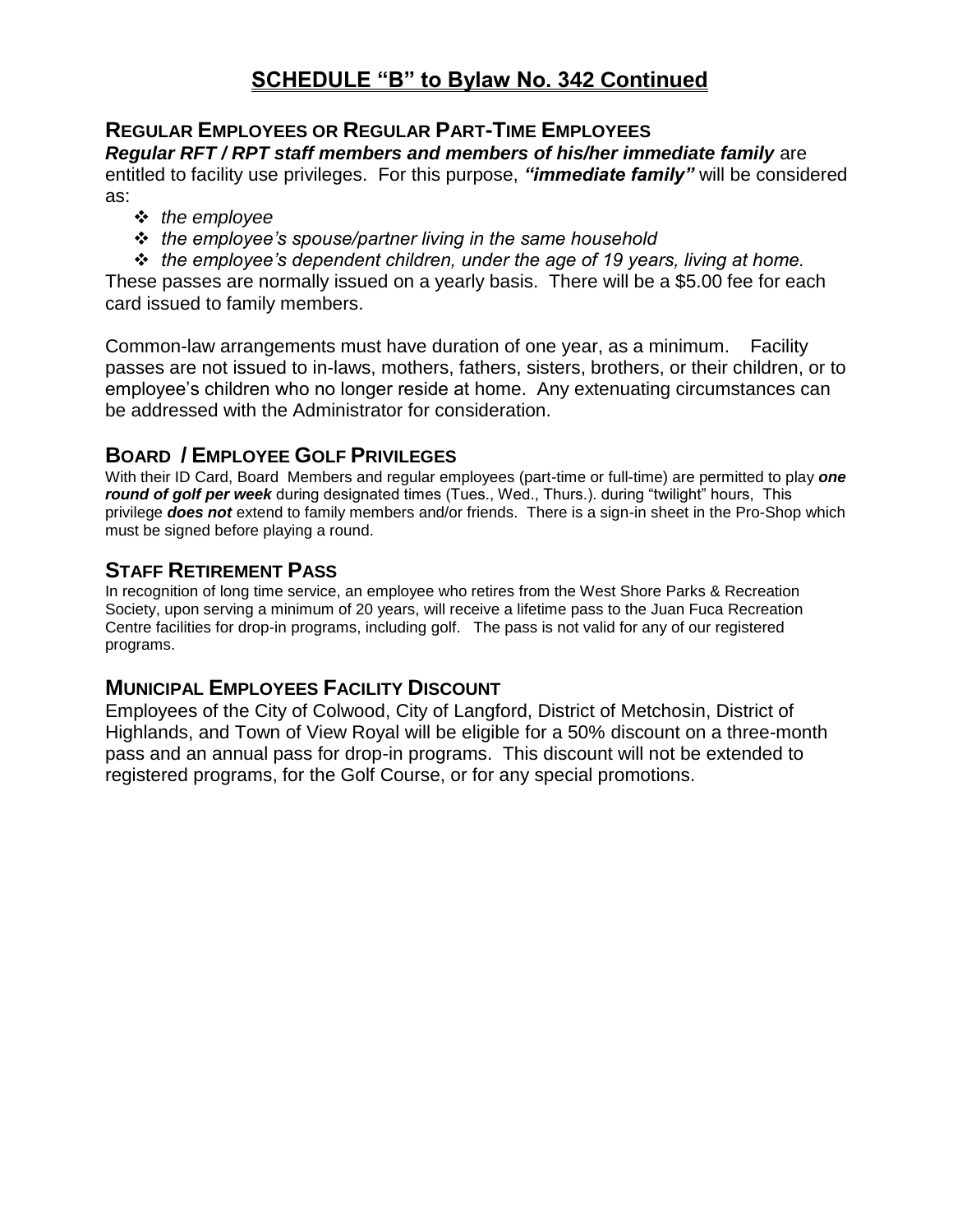## SCHEDULE "B" to Bylaw No. 342 Continued

### REGULAR EMPLOYEES OR REGULAR PART-TIME EMPLOYEES

***Regular RFT / RPT staff members and members of his/her immediate family*** are entitled to facility use privileges. For this purpose, ***"immediate family"*** will be considered as:

- *the employee*
- *the employee's spouse/partner living in the same household*
- *the employee's dependent children, under the age of 19 years, living at home.*

These passes are normally issued on a yearly basis. There will be a $5.00 fee for each card issued to family members.

Common-law arrangements must have duration of one year, as a minimum. Facility passes are not issued to in-laws, mothers, fathers, sisters, brothers, or their children, or to employee's children who no longer reside at home. Any extenuating circumstances can be addressed with the Administrator for consideration.

### BOARD / EMPLOYEE GOLF PRIVILEGES

With their ID Card, Board Members and regular employees (part-time or full-time) are permitted to play ***one round of golf per week*** during designated times (Tues., Wed., Thurs.). during "twilight" hours, This privilege ***does not*** extend to family members and/or friends. There is a sign-in sheet in the Pro-Shop which must be signed before playing a round.

### STAFF RETIREMENT PASS

In recognition of long time service, an employee who retires from the West Shore Parks & Recreation Society, upon serving a minimum of 20 years, will receive a lifetime pass to the Juan Fuca Recreation Centre facilities for drop-in programs, including golf. The pass is not valid for any of our registered programs.

### MUNICIPAL EMPLOYEES FACILITY DISCOUNT

Employees of the City of Colwood, City of Langford, District of Metchosin, District of Highlands, and Town of View Royal will be eligible for a 50% discount on a three-month pass and an annual pass for drop-in programs. This discount will not be extended to registered programs, for the Golf Course, or for any special promotions.